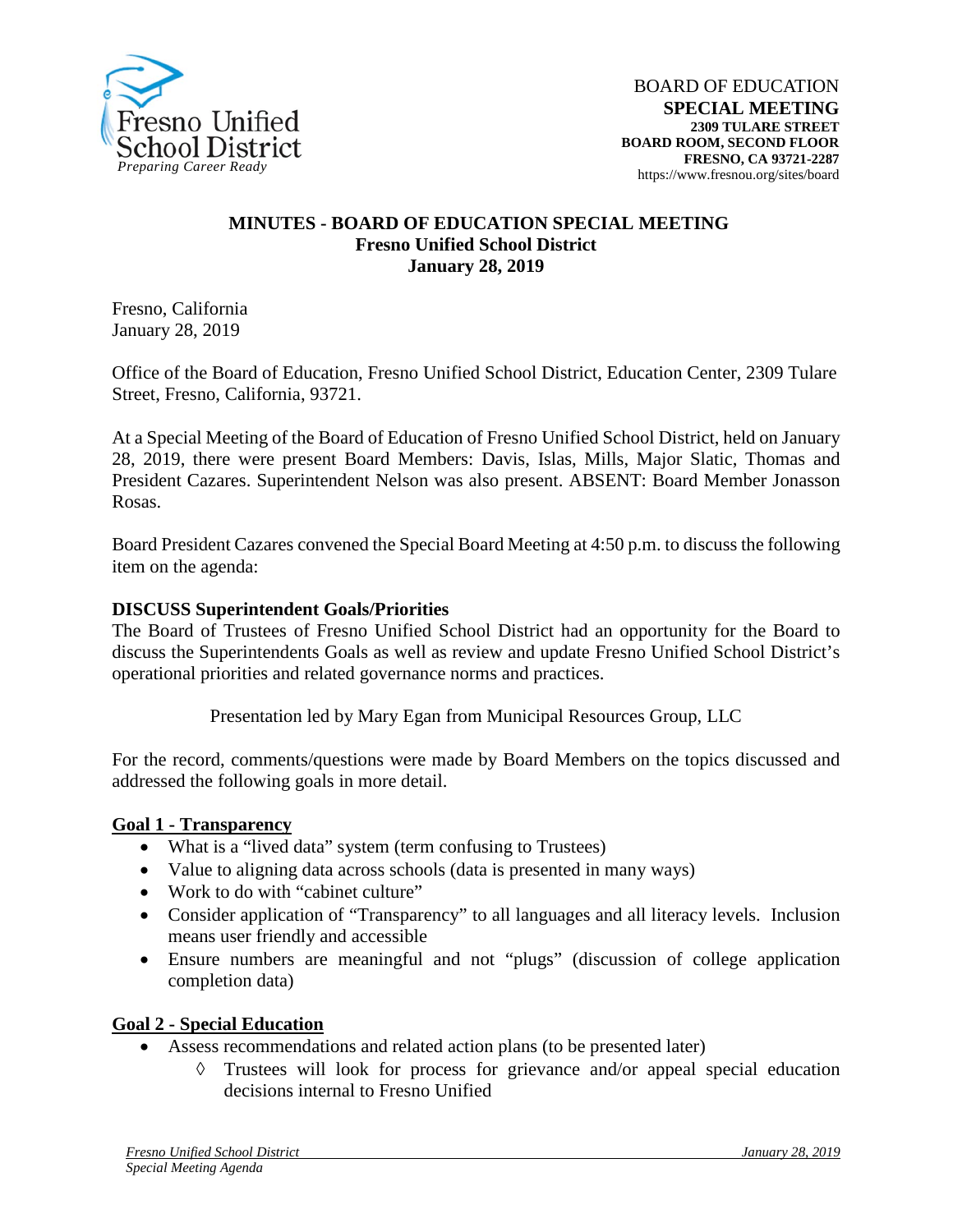BOARD OF EDUCATION
**SPECIAL MEETING**
**2309 TULARE STREET**
**BOARD ROOM, SECOND FLOOR**
**FRESNO, CA 93721-2287**
https://www.fresnou.org/sites/board

# MINUTES - BOARD OF EDUCATION SPECIAL MEETING
## Fresno Unified School District
## January 28, 2019

Fresno, California
January 28, 2019

Office of the Board of Education, Fresno Unified School District, Education Center, 2309 Tulare Street, Fresno, California, 93721.

At a Special Meeting of the Board of Education of Fresno Unified School District, held on January 28, 2019, there were present Board Members: Davis, Islas, Mills, Major Slatic, Thomas and President Cazares. Superintendent Nelson was also present. ABSENT: Board Member Jonasson Rosas.

Board President Cazares convened the Special Board Meeting at 4:50 p.m. to discuss the following item on the agenda:

**DISCUSS Superintendent Goals/Priorities**
The Board of Trustees of Fresno Unified School District had an opportunity for the Board to discuss the Superintendents Goals as well as review and update Fresno Unified School District's operational priorities and related governance norms and practices.

Presentation led by Mary Egan from Municipal Resources Group, LLC

For the record, comments/questions were made by Board Members on the topics discussed and addressed the following goals in more detail.

**Goal 1 - Transparency**

- What is a "lived data" system (term confusing to Trustees)
- Value to aligning data across schools (data is presented in many ways)
- Work to do with "cabinet culture"
- Consider application of "Transparency" to all languages and all literacy levels. Inclusion means user friendly and accessible
- Ensure numbers are meaningful and not "plugs" (discussion of college application completion data)

**Goal 2 - Special Education**

- Assess recommendations and related action plans (to be presented later)
  - ◊ Trustees will look for process for grievance and/or appeal special education decisions internal to Fresno Unified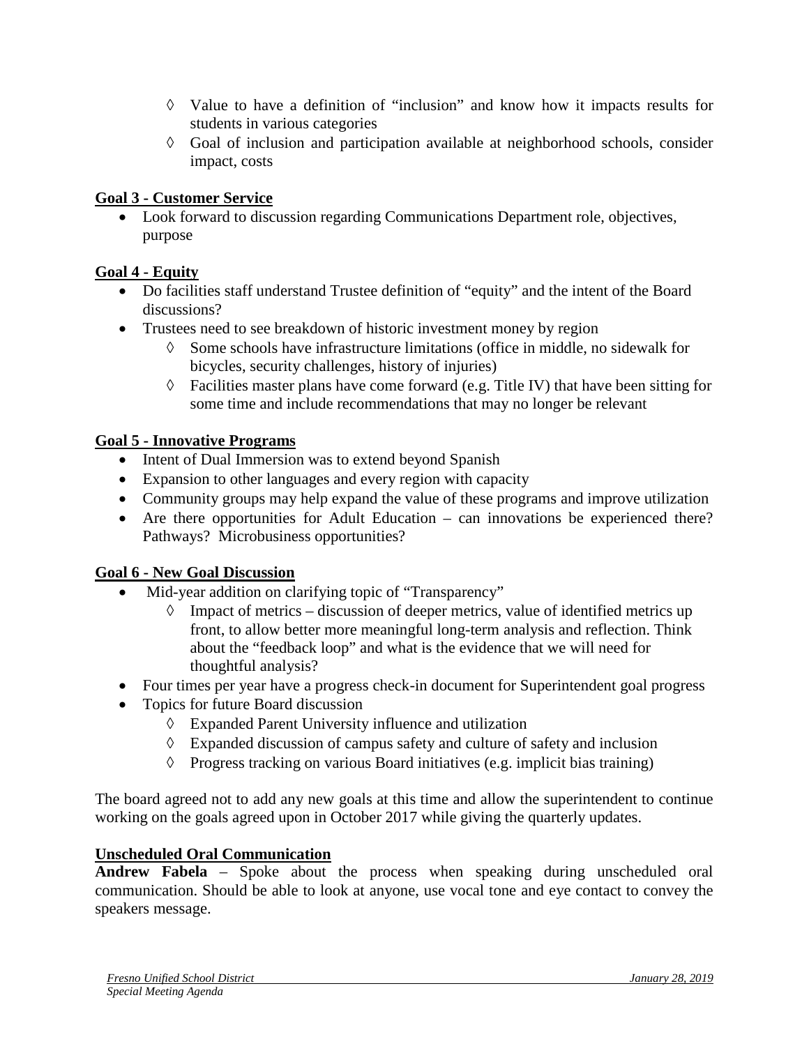- ◊ Value to have a definition of "inclusion" and know how it impacts results for students in various categories
- ◊ Goal of inclusion and participation available at neighborhood schools, consider impact, costs

**Goal 3 - Customer Service**

- Look forward to discussion regarding Communications Department role, objectives, purpose

**Goal 4 - Equity**

- Do facilities staff understand Trustee definition of "equity" and the intent of the Board discussions?
- Trustees need to see breakdown of historic investment money by region
    - ◊ Some schools have infrastructure limitations (office in middle, no sidewalk for bicycles, security challenges, history of injuries)
    - ◊ Facilities master plans have come forward (e.g. Title IV) that have been sitting for some time and include recommendations that may no longer be relevant

**Goal 5 - Innovative Programs**

- Intent of Dual Immersion was to extend beyond Spanish
- Expansion to other languages and every region with capacity
- Community groups may help expand the value of these programs and improve utilization
- Are there opportunities for Adult Education – can innovations be experienced there? Pathways? Microbusiness opportunities?

**Goal 6 - New Goal Discussion**

- Mid-year addition on clarifying topic of "Transparency"
    - ◊ Impact of metrics – discussion of deeper metrics, value of identified metrics up front, to allow better more meaningful long-term analysis and reflection. Think about the "feedback loop" and what is the evidence that we will need for thoughtful analysis?
- Four times per year have a progress check-in document for Superintendent goal progress
- Topics for future Board discussion
    - ◊ Expanded Parent University influence and utilization
    - ◊ Expanded discussion of campus safety and culture of safety and inclusion
    - ◊ Progress tracking on various Board initiatives (e.g. implicit bias training)

The board agreed not to add any new goals at this time and allow the superintendent to continue working on the goals agreed upon in October 2017 while giving the quarterly updates.

**Unscheduled Oral Communication**

**Andrew Fabela** – Spoke about the process when speaking during unscheduled oral communication. Should be able to look at anyone, use vocal tone and eye contact to convey the speakers message.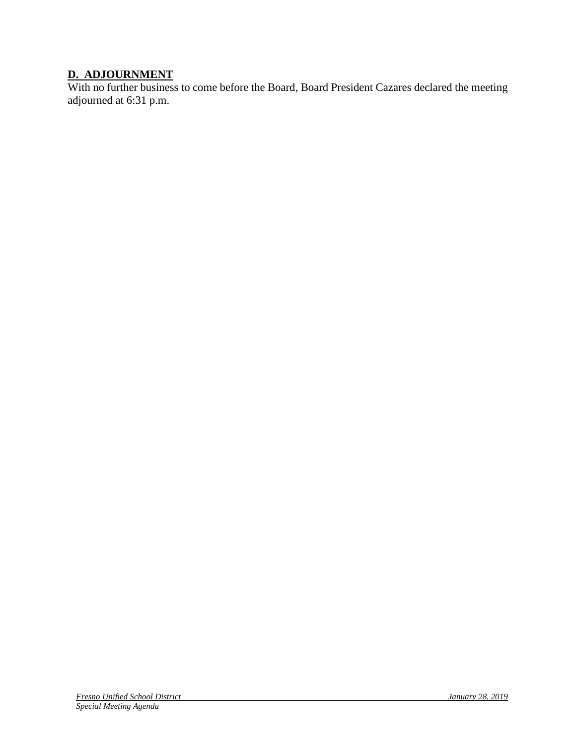## D. ADJOURNMENT

With no further business to come before the Board, Board President Cazares declared the meeting adjourned at 6:31 p.m.